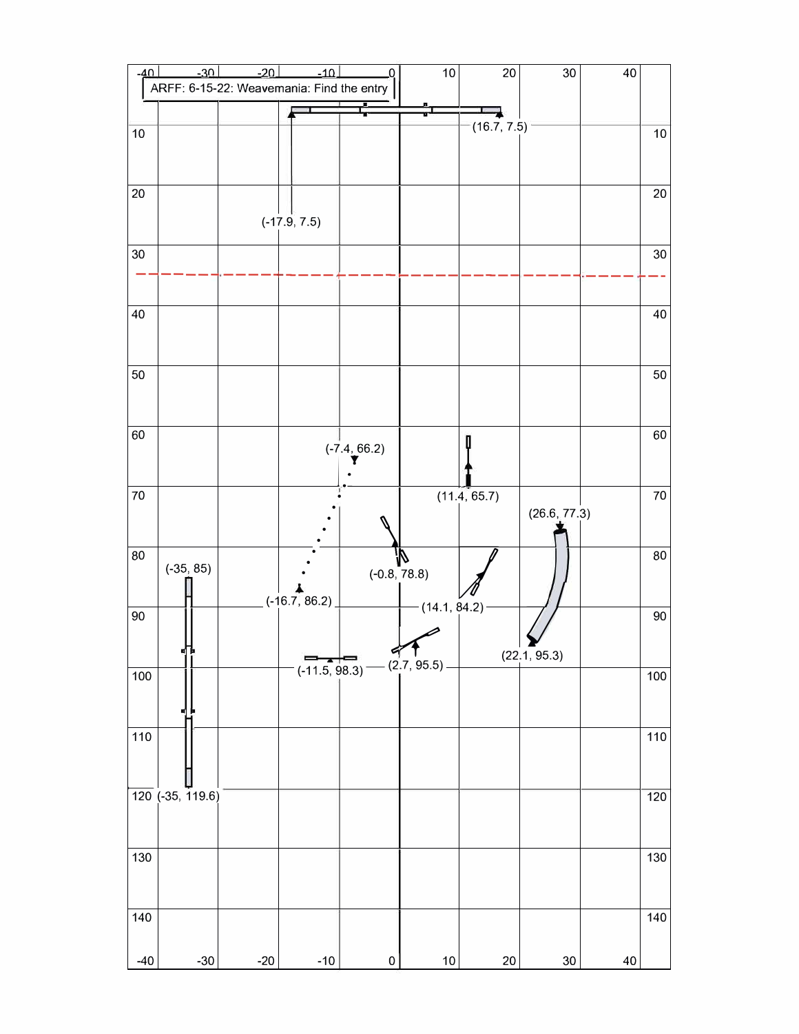ARFF: 6-15-22: Weavemania: Find the entry

(16.7, 7.5)

(-17.9, 7.5)

(-7.4, 66.2)

(11.4, 65.7)

(26.6, 77.3)

(-35, 85)

(-0.8, 78.8)

(-16.7, 86.2)

(14.1, 84.2)

(22.1, 95.3)

(-11.5, 98.3)

(2.7, 95.5)

(-35, 119.6)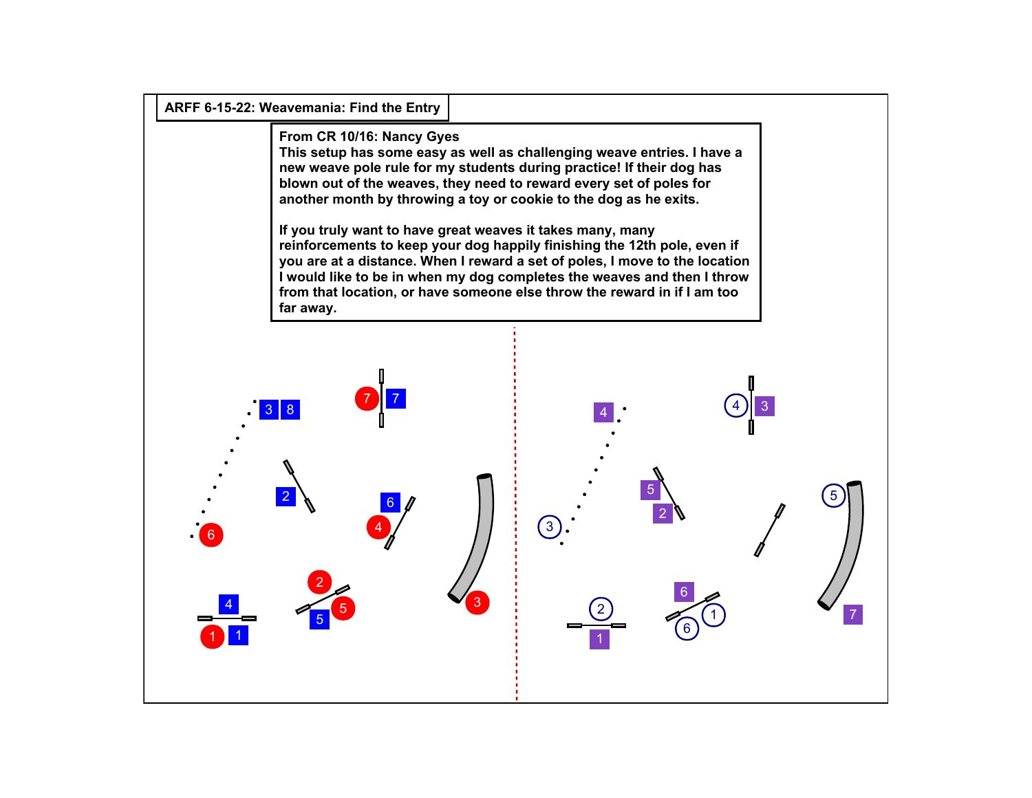**ARFF 6-15-22: Weavemania: Find the Entry**

**From CR 10/16: Nancy Gyes**
**This setup has some easy as well as challenging weave entries. I have a new weave pole rule for my students during practice! If their dog has blown out of the weaves, they need to reward every set of poles for another month by throwing a toy or cookie to the dog as he exits.**

**If you truly want to have great weaves it takes many, many reinforcements to keep your dog happily finishing the 12th pole, even if you are at a distance. When I reward a set of poles, I move to the location I would like to be in when my dog completes the weaves and then I throw from that location, or have someone else throw the reward in if I am too far away.**

3 8
7 7
2
6
4
6
3
2
4
5
5
1 1

4
4 3
5
2
3
5
6
2
1
6
1
7